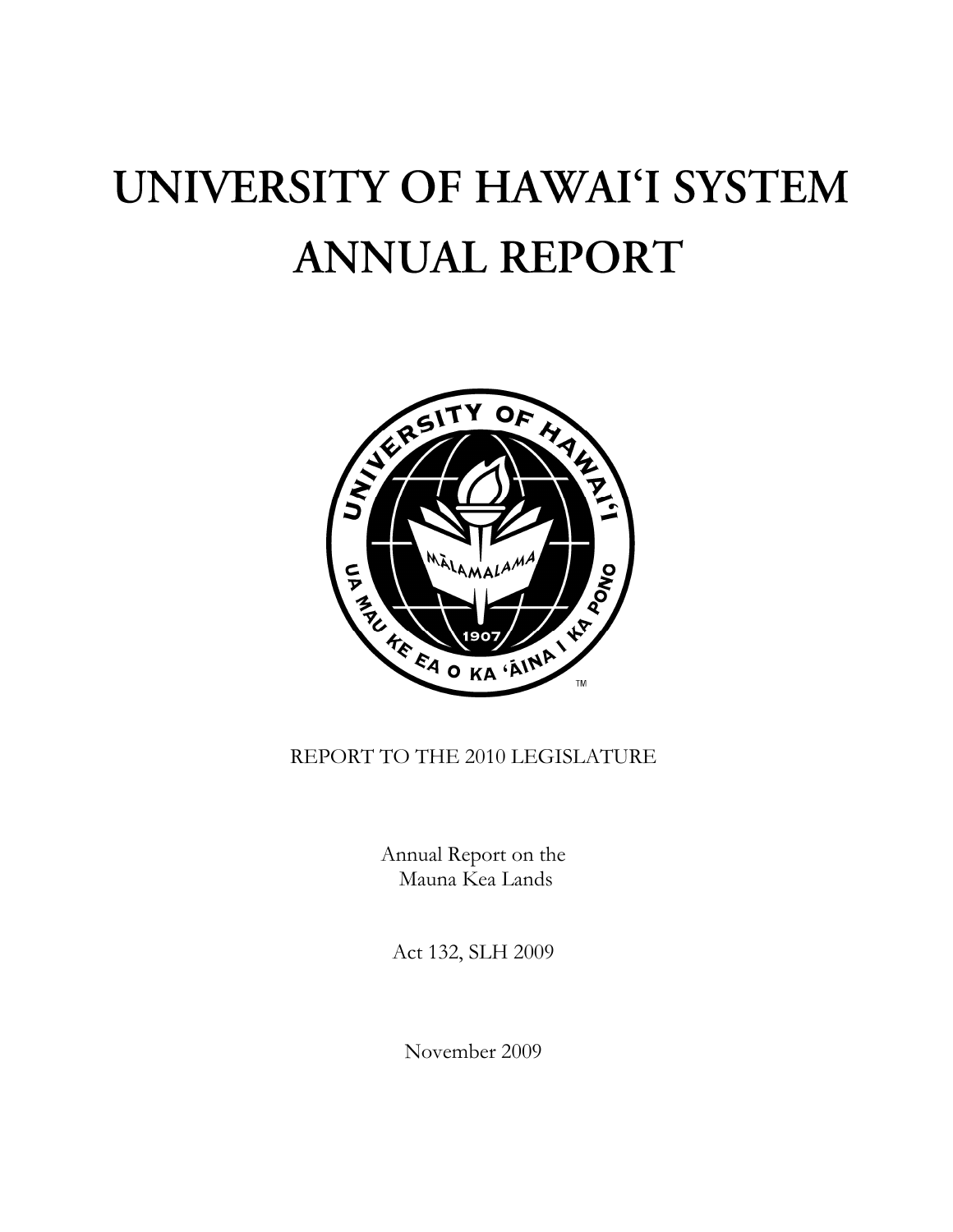# UNIVERSITY OF HAWAI'I SYSTEM ANNUAL REPORT

REPORT TO THE 2010 LEGISLATURE

Annual Report on the
Mauna Kea Lands

Act 132, SLH 2009

November 2009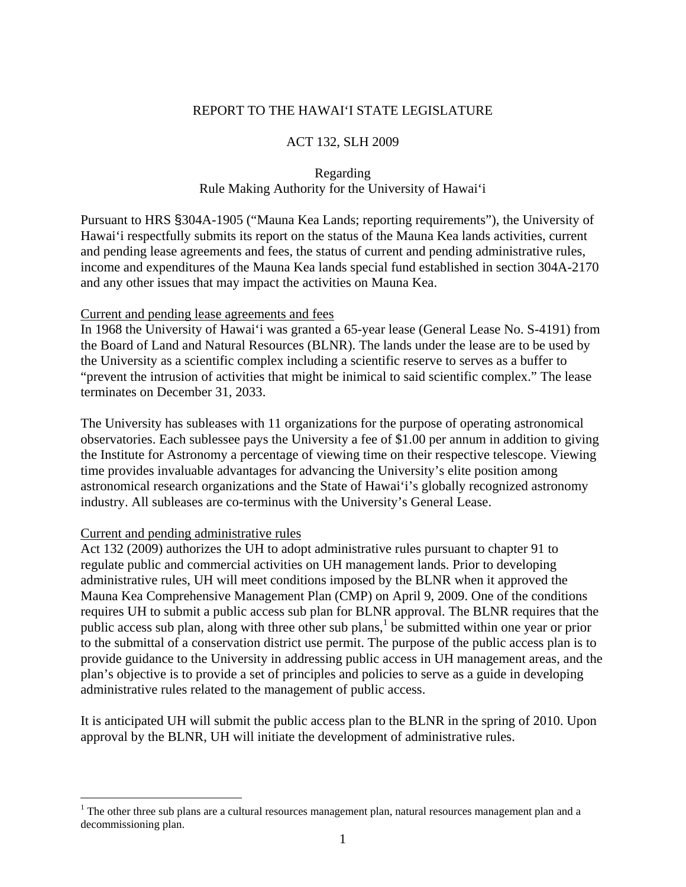REPORT TO THE HAWAIʻI STATE LEGISLATURE

ACT 132, SLH 2009

Regarding
Rule Making Authority for the University of Hawaiʻi

Pursuant to HRS §304A-1905 ("Mauna Kea Lands; reporting requirements"), the University of Hawaiʻi respectfully submits its report on the status of the Mauna Kea lands activities, current and pending lease agreements and fees, the status of current and pending administrative rules, income and expenditures of the Mauna Kea lands special fund established in section 304A-2170 and any other issues that may impact the activities on Mauna Kea.

Current and pending lease agreements and fees

In 1968 the University of Hawaiʻi was granted a 65-year lease (General Lease No. S-4191) from the Board of Land and Natural Resources (BLNR). The lands under the lease are to be used by the University as a scientific complex including a scientific reserve to serves as a buffer to "prevent the intrusion of activities that might be inimical to said scientific complex." The lease terminates on December 31, 2033.

The University has subleases with 11 organizations for the purpose of operating astronomical observatories. Each sublessee pays the University a fee of $1.00 per annum in addition to giving the Institute for Astronomy a percentage of viewing time on their respective telescope. Viewing time provides invaluable advantages for advancing the University's elite position among astronomical research organizations and the State of Hawaiʻi's globally recognized astronomy industry. All subleases are co-terminus with the University's General Lease.

Current and pending administrative rules

Act 132 (2009) authorizes the UH to adopt administrative rules pursuant to chapter 91 to regulate public and commercial activities on UH management lands. Prior to developing administrative rules, UH will meet conditions imposed by the BLNR when it approved the Mauna Kea Comprehensive Management Plan (CMP) on April 9, 2009. One of the conditions requires UH to submit a public access sub plan for BLNR approval. The BLNR requires that the public access sub plan, along with three other sub plans,[1] be submitted within one year or prior to the submittal of a conservation district use permit. The purpose of the public access plan is to provide guidance to the University in addressing public access in UH management areas, and the plan's objective is to provide a set of principles and policies to serve as a guide in developing administrative rules related to the management of public access.

It is anticipated UH will submit the public access plan to the BLNR in the spring of 2010. Upon approval by the BLNR, UH will initiate the development of administrative rules.

[1] The other three sub plans are a cultural resources management plan, natural resources management plan and a decommissioning plan.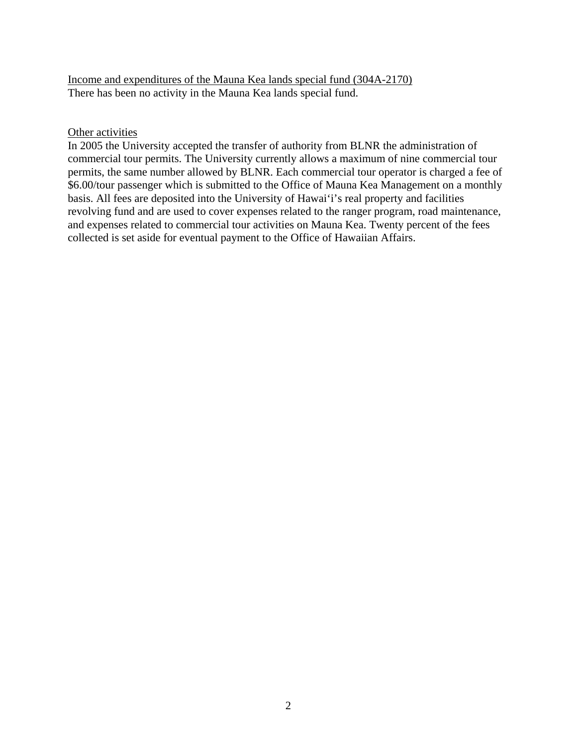<u>Income and expenditures of the Mauna Kea lands special fund (304A-2170)</u>
There has been no activity in the Mauna Kea lands special fund.

<u>Other activities</u>
In 2005 the University accepted the transfer of authority from BLNR the administration of commercial tour permits. The University currently allows a maximum of nine commercial tour permits, the same number allowed by BLNR. Each commercial tour operator is charged a fee of $6.00/tour passenger which is submitted to the Office of Mauna Kea Management on a monthly basis. All fees are deposited into the University of Hawai‘i’s real property and facilities revolving fund and are used to cover expenses related to the ranger program, road maintenance, and expenses related to commercial tour activities on Mauna Kea. Twenty percent of the fees collected is set aside for eventual payment to the Office of Hawaiian Affairs.